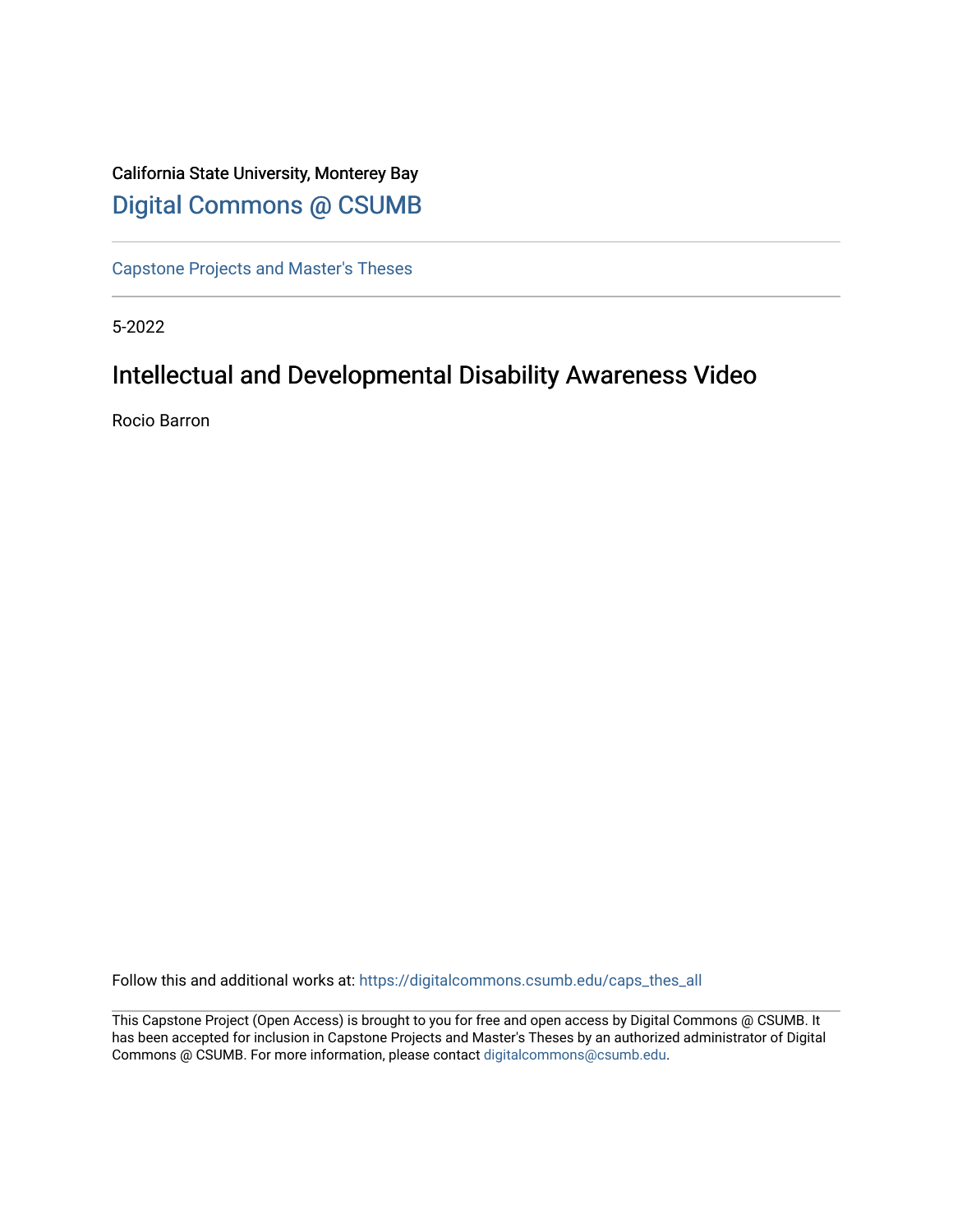California State University, Monterey Bay

Digital Commons @ CSUMB

Capstone Projects and Master's Theses

5-2022

# Intellectual and Developmental Disability Awareness Video

Rocio Barron

Follow this and additional works at: https://digitalcommons.csumb.edu/caps_thes_all

This Capstone Project (Open Access) is brought to you for free and open access by Digital Commons @ CSUMB. It has been accepted for inclusion in Capstone Projects and Master's Theses by an authorized administrator of Digital Commons @ CSUMB. For more information, please contact digitalcommons@csumb.edu.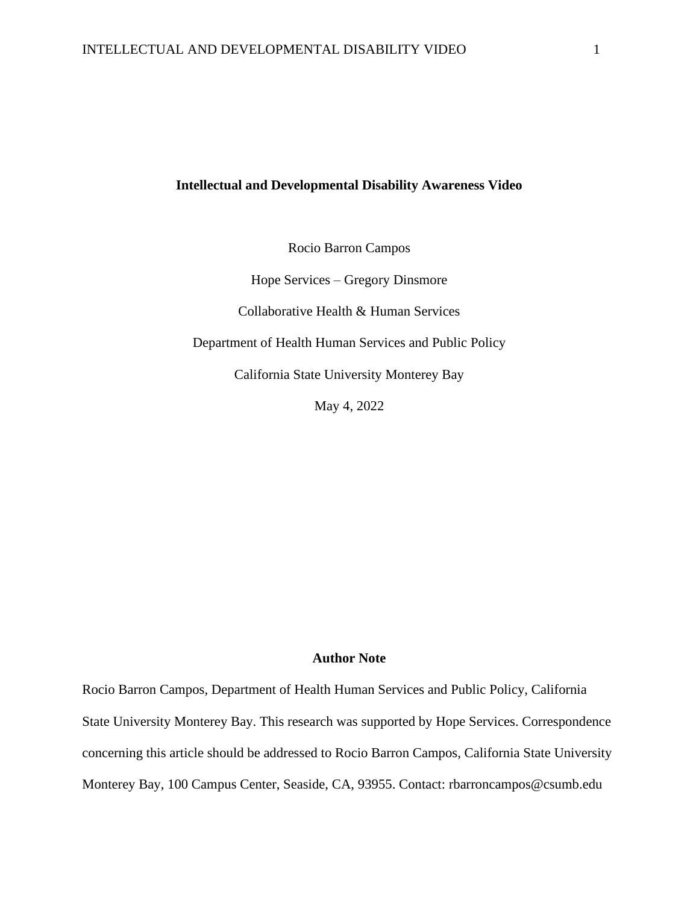# Intellectual and Developmental Disability Awareness Video

Rocio Barron Campos

Hope Services – Gregory Dinsmore

Collaborative Health & Human Services

Department of Health Human Services and Public Policy

California State University Monterey Bay

May 4, 2022

## Author Note

Rocio Barron Campos, Department of Health Human Services and Public Policy, California State University Monterey Bay. This research was supported by Hope Services. Correspondence concerning this article should be addressed to Rocio Barron Campos, California State University Monterey Bay, 100 Campus Center, Seaside, CA, 93955. Contact: rbarroncampos@csumb.edu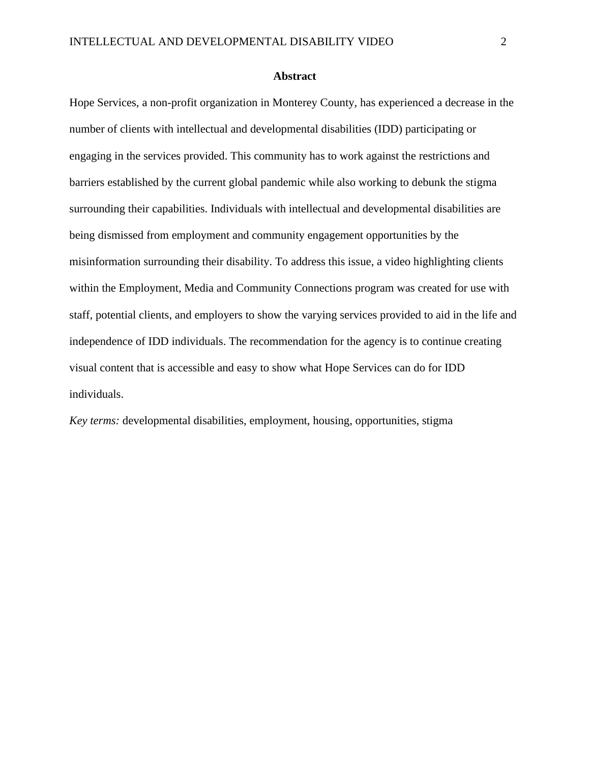**Abstract**

Hope Services, a non-profit organization in Monterey County, has experienced a decrease in the number of clients with intellectual and developmental disabilities (IDD) participating or engaging in the services provided. This community has to work against the restrictions and barriers established by the current global pandemic while also working to debunk the stigma surrounding their capabilities. Individuals with intellectual and developmental disabilities are being dismissed from employment and community engagement opportunities by the misinformation surrounding their disability. To address this issue, a video highlighting clients within the Employment, Media and Community Connections program was created for use with staff, potential clients, and employers to show the varying services provided to aid in the life and independence of IDD individuals. The recommendation for the agency is to continue creating visual content that is accessible and easy to show what Hope Services can do for IDD individuals.

*Key terms:* developmental disabilities, employment, housing, opportunities, stigma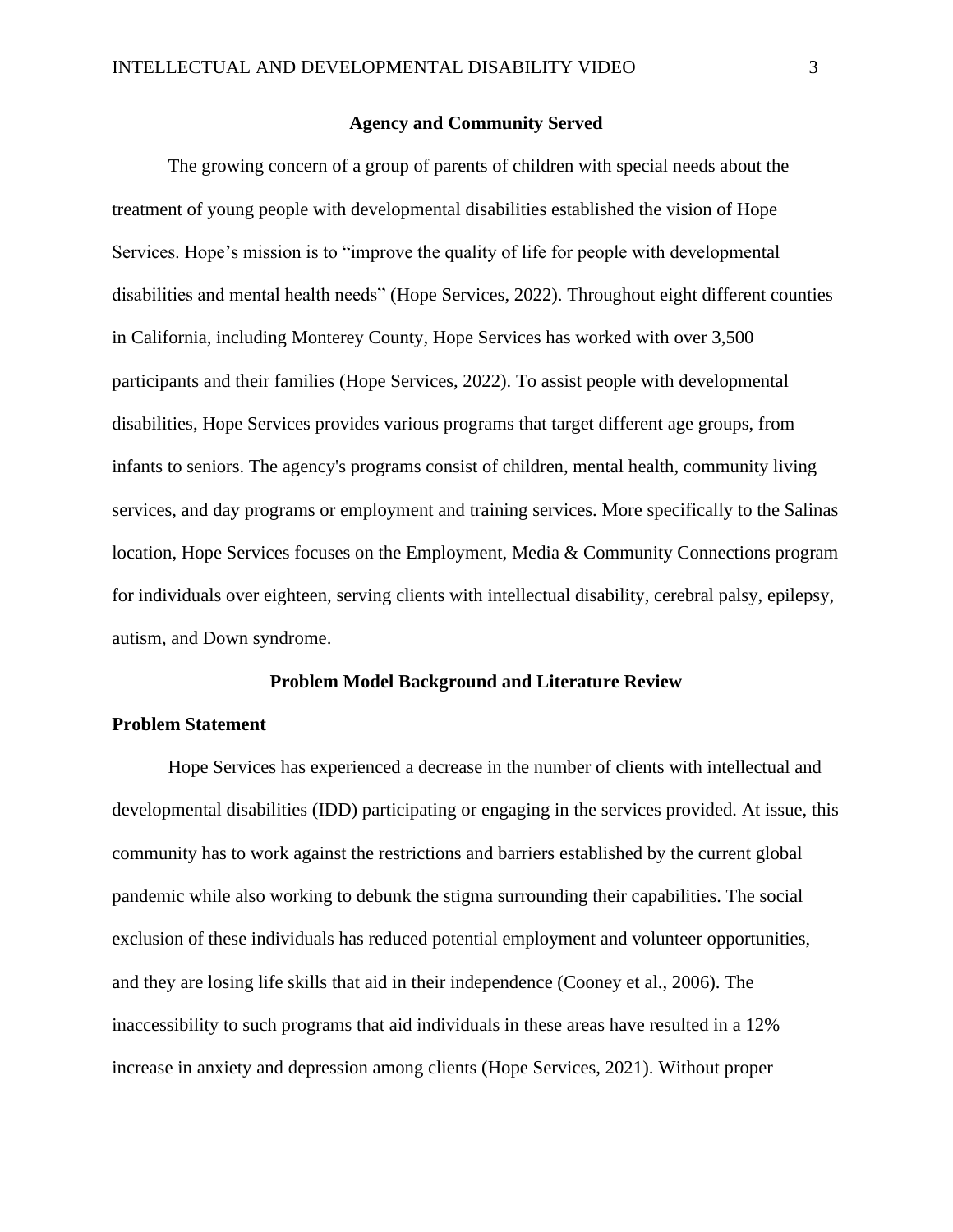## Agency and Community Served

The growing concern of a group of parents of children with special needs about the treatment of young people with developmental disabilities established the vision of Hope Services. Hope's mission is to "improve the quality of life for people with developmental disabilities and mental health needs" (Hope Services, 2022). Throughout eight different counties in California, including Monterey County, Hope Services has worked with over 3,500 participants and their families (Hope Services, 2022). To assist people with developmental disabilities, Hope Services provides various programs that target different age groups, from infants to seniors. The agency's programs consist of children, mental health, community living services, and day programs or employment and training services. More specifically to the Salinas location, Hope Services focuses on the Employment, Media & Community Connections program for individuals over eighteen, serving clients with intellectual disability, cerebral palsy, epilepsy, autism, and Down syndrome.

## Problem Model Background and Literature Review

### Problem Statement

Hope Services has experienced a decrease in the number of clients with intellectual and developmental disabilities (IDD) participating or engaging in the services provided. At issue, this community has to work against the restrictions and barriers established by the current global pandemic while also working to debunk the stigma surrounding their capabilities. The social exclusion of these individuals has reduced potential employment and volunteer opportunities, and they are losing life skills that aid in their independence (Cooney et al., 2006). The inaccessibility to such programs that aid individuals in these areas have resulted in a 12% increase in anxiety and depression among clients (Hope Services, 2021). Without proper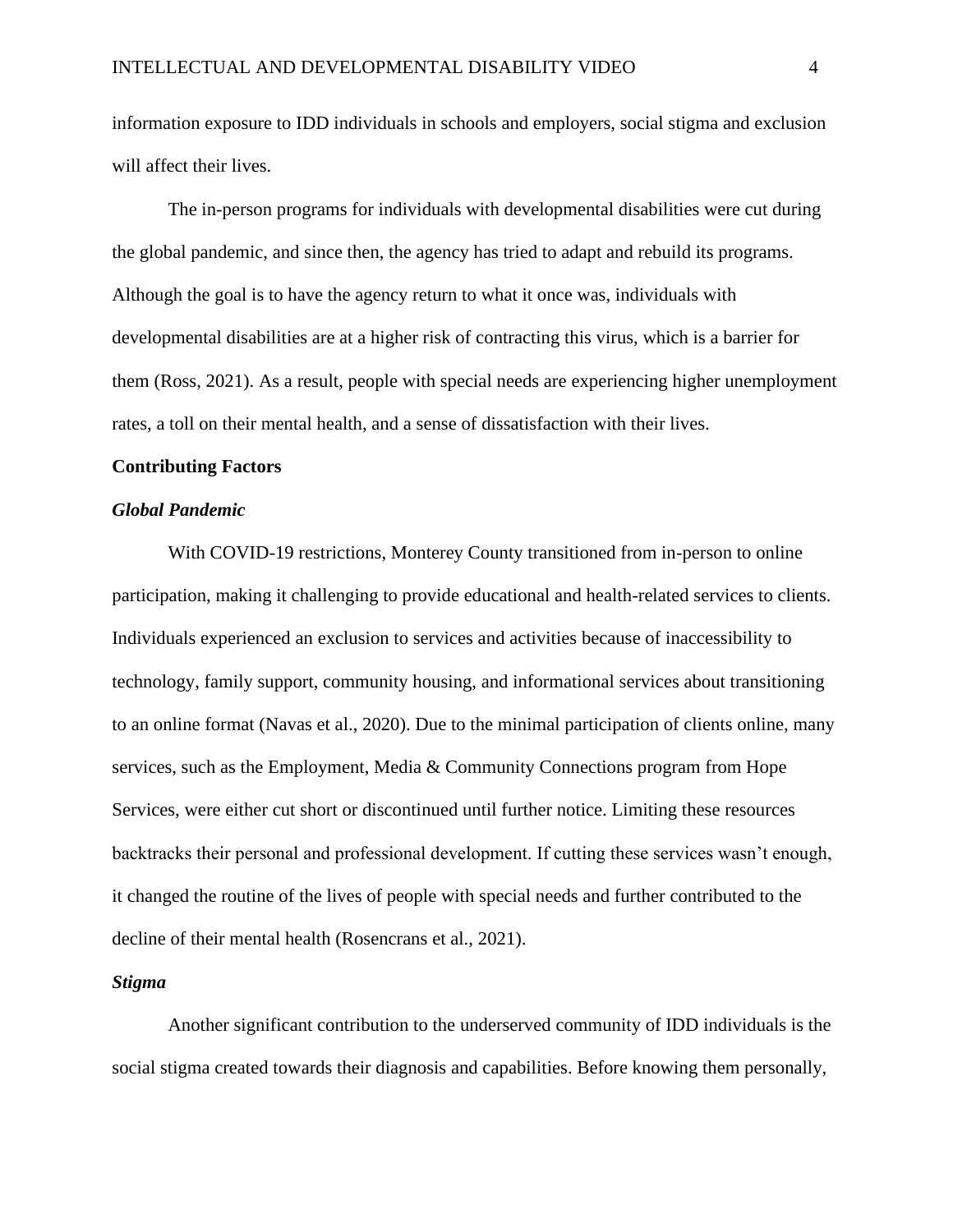information exposure to IDD individuals in schools and employers, social stigma and exclusion will affect their lives.

The in-person programs for individuals with developmental disabilities were cut during the global pandemic, and since then, the agency has tried to adapt and rebuild its programs. Although the goal is to have the agency return to what it once was, individuals with developmental disabilities are at a higher risk of contracting this virus, which is a barrier for them (Ross, 2021). As a result, people with special needs are experiencing higher unemployment rates, a toll on their mental health, and a sense of dissatisfaction with their lives.

## Contributing Factors

### *Global Pandemic*

With COVID-19 restrictions, Monterey County transitioned from in-person to online participation, making it challenging to provide educational and health-related services to clients. Individuals experienced an exclusion to services and activities because of inaccessibility to technology, family support, community housing, and informational services about transitioning to an online format (Navas et al., 2020). Due to the minimal participation of clients online, many services, such as the Employment, Media & Community Connections program from Hope Services, were either cut short or discontinued until further notice. Limiting these resources backtracks their personal and professional development. If cutting these services wasn't enough, it changed the routine of the lives of people with special needs and further contributed to the decline of their mental health (Rosencrans et al., 2021).

### *Stigma*

Another significant contribution to the underserved community of IDD individuals is the social stigma created towards their diagnosis and capabilities. Before knowing them personally,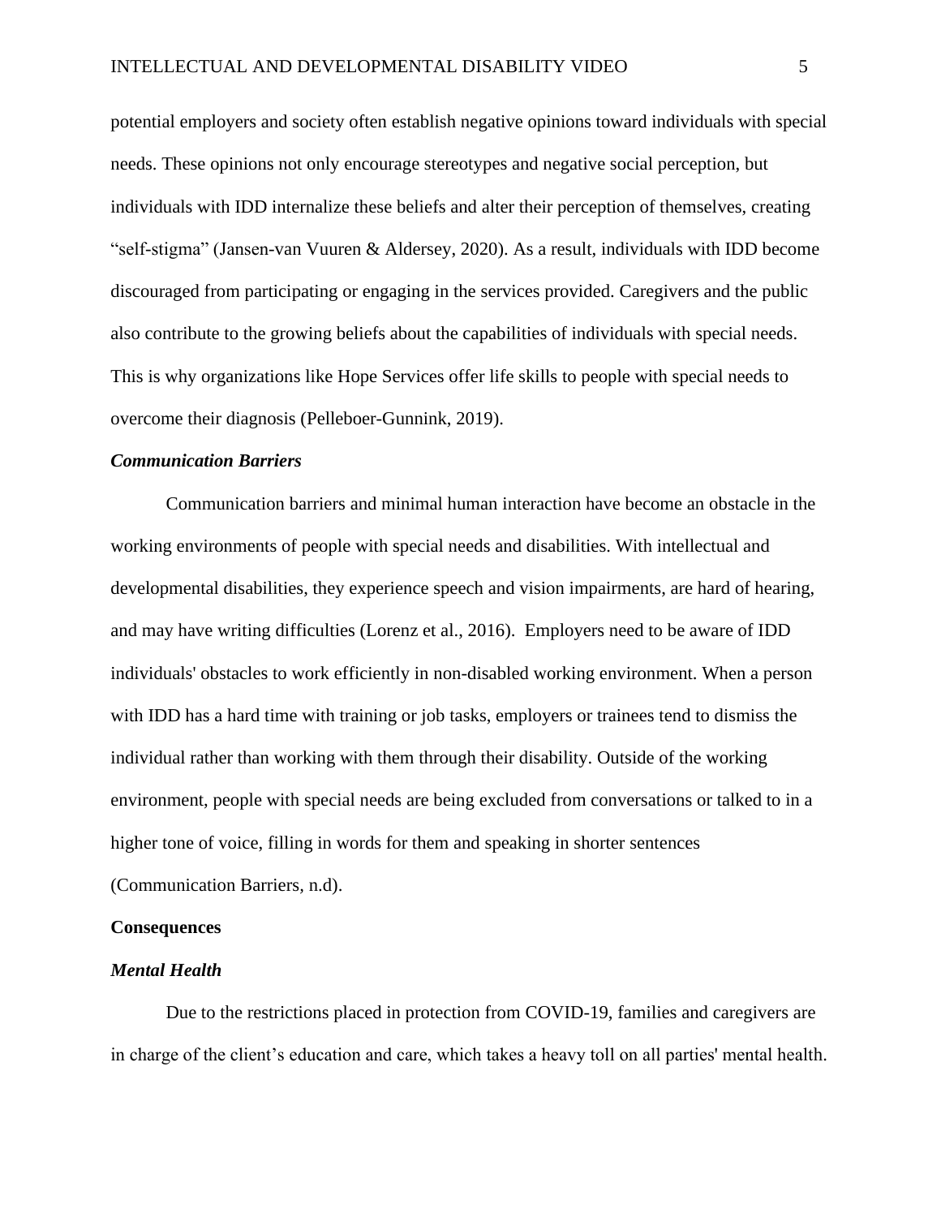potential employers and society often establish negative opinions toward individuals with special needs. These opinions not only encourage stereotypes and negative social perception, but individuals with IDD internalize these beliefs and alter their perception of themselves, creating "self-stigma" (Jansen-van Vuuren & Aldersey, 2020). As a result, individuals with IDD become discouraged from participating or engaging in the services provided. Caregivers and the public also contribute to the growing beliefs about the capabilities of individuals with special needs. This is why organizations like Hope Services offer life skills to people with special needs to overcome their diagnosis (Pelleboer-Gunnink, 2019).

### *Communication Barriers*

Communication barriers and minimal human interaction have become an obstacle in the working environments of people with special needs and disabilities. With intellectual and developmental disabilities, they experience speech and vision impairments, are hard of hearing, and may have writing difficulties (Lorenz et al., 2016). Employers need to be aware of IDD individuals' obstacles to work efficiently in non-disabled working environment. When a person with IDD has a hard time with training or job tasks, employers or trainees tend to dismiss the individual rather than working with them through their disability. Outside of the working environment, people with special needs are being excluded from conversations or talked to in a higher tone of voice, filling in words for them and speaking in shorter sentences (Communication Barriers, n.d).

## Consequences

### *Mental Health*

Due to the restrictions placed in protection from COVID-19, families and caregivers are in charge of the client's education and care, which takes a heavy toll on all parties' mental health.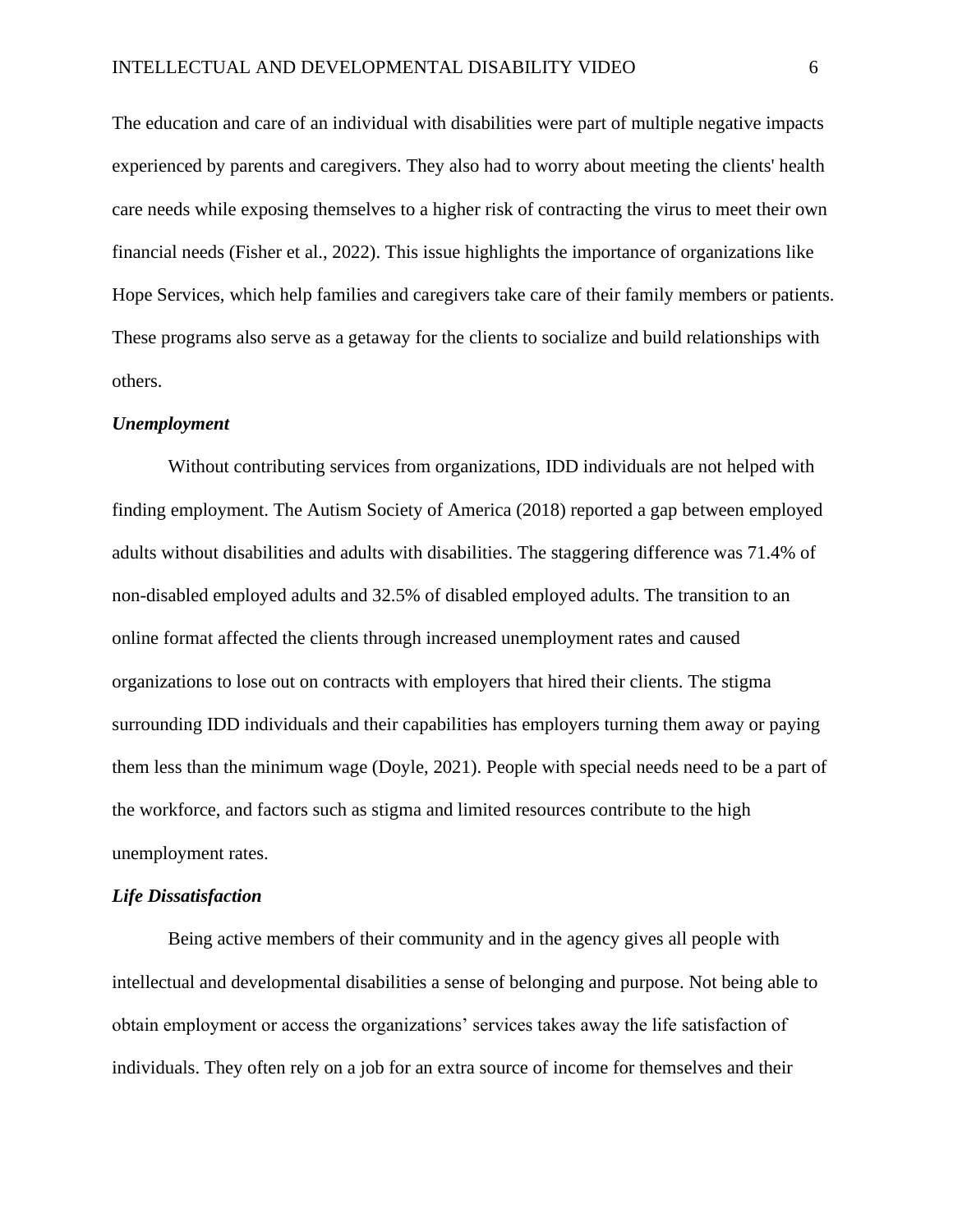The education and care of an individual with disabilities were part of multiple negative impacts experienced by parents and caregivers. They also had to worry about meeting the clients' health care needs while exposing themselves to a higher risk of contracting the virus to meet their own financial needs (Fisher et al., 2022). This issue highlights the importance of organizations like Hope Services, which help families and caregivers take care of their family members or patients. These programs also serve as a getaway for the clients to socialize and build relationships with others.

### *Unemployment*

Without contributing services from organizations, IDD individuals are not helped with finding employment. The Autism Society of America (2018) reported a gap between employed adults without disabilities and adults with disabilities. The staggering difference was 71.4% of non-disabled employed adults and 32.5% of disabled employed adults. The transition to an online format affected the clients through increased unemployment rates and caused organizations to lose out on contracts with employers that hired their clients. The stigma surrounding IDD individuals and their capabilities has employers turning them away or paying them less than the minimum wage (Doyle, 2021). People with special needs need to be a part of the workforce, and factors such as stigma and limited resources contribute to the high unemployment rates.

### *Life Dissatisfaction*

Being active members of their community and in the agency gives all people with intellectual and developmental disabilities a sense of belonging and purpose. Not being able to obtain employment or access the organizations' services takes away the life satisfaction of individuals. They often rely on a job for an extra source of income for themselves and their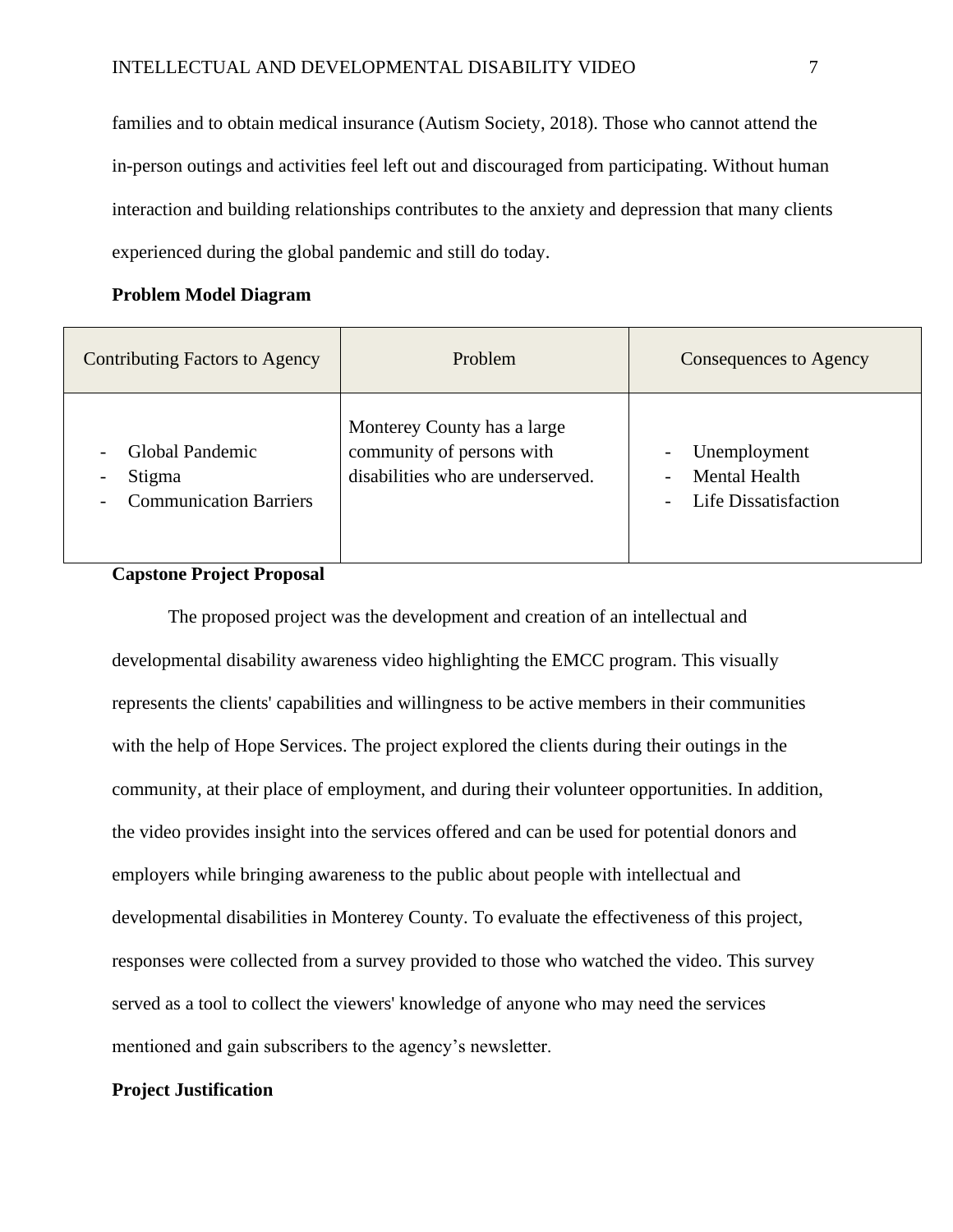families and to obtain medical insurance (Autism Society, 2018). Those who cannot attend the in-person outings and activities feel left out and discouraged from participating. Without human interaction and building relationships contributes to the anxiety and depression that many clients experienced during the global pandemic and still do today.

**Problem Model Diagram**

| Contributing Factors to Agency | Problem | Consequences to Agency |
| --- | --- | --- |
| - Global Pandemic<br>- Stigma<br>- Communication Barriers | Monterey County has a large community of persons with disabilities who are underserved. | - Unemployment<br>- Mental Health<br>- Life Dissatisfaction |

**Capstone Project Proposal**

The proposed project was the development and creation of an intellectual and developmental disability awareness video highlighting the EMCC program. This visually represents the clients' capabilities and willingness to be active members in their communities with the help of Hope Services. The project explored the clients during their outings in the community, at their place of employment, and during their volunteer opportunities. In addition, the video provides insight into the services offered and can be used for potential donors and employers while bringing awareness to the public about people with intellectual and developmental disabilities in Monterey County. To evaluate the effectiveness of this project, responses were collected from a survey provided to those who watched the video. This survey served as a tool to collect the viewers' knowledge of anyone who may need the services mentioned and gain subscribers to the agency's newsletter.

**Project Justification**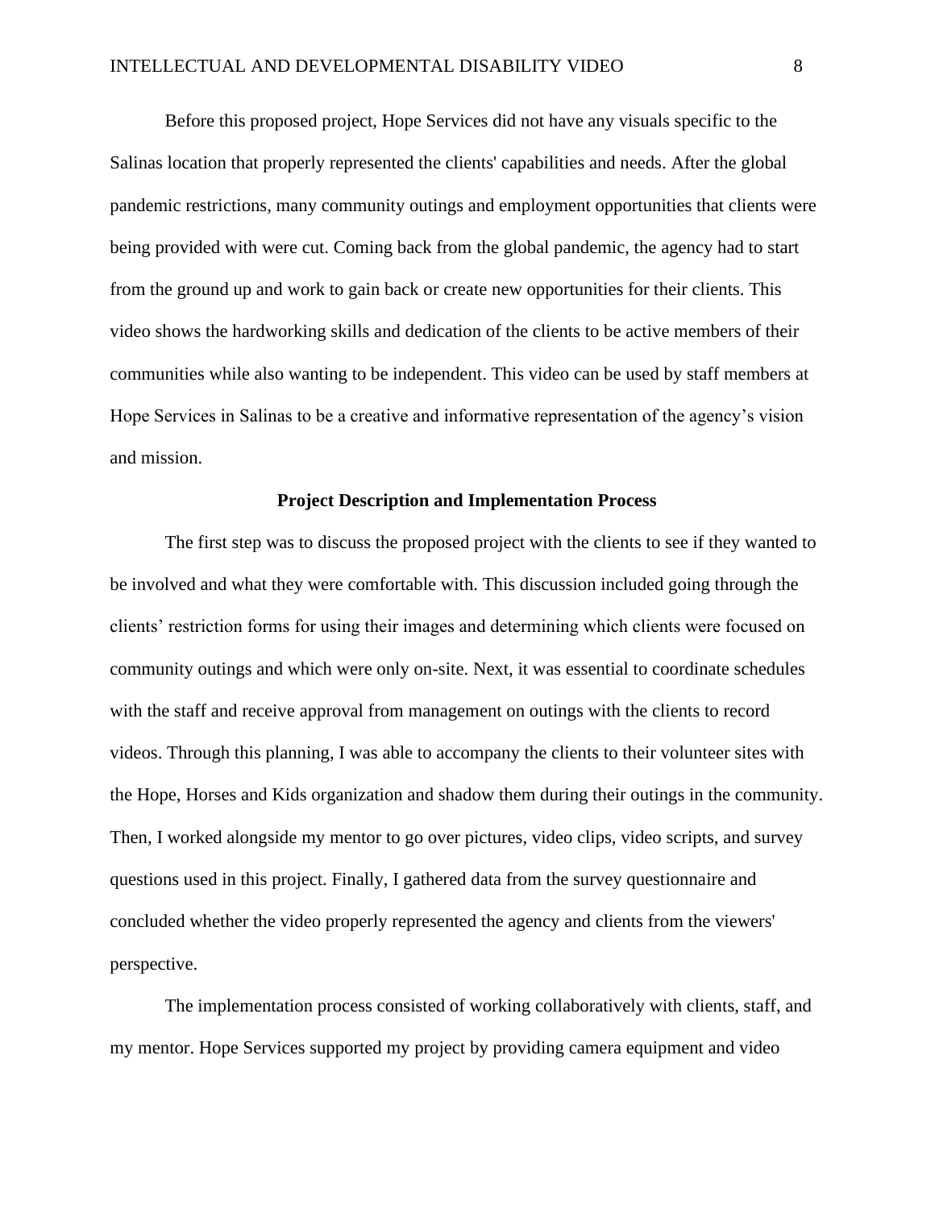Before this proposed project, Hope Services did not have any visuals specific to the Salinas location that properly represented the clients' capabilities and needs. After the global pandemic restrictions, many community outings and employment opportunities that clients were being provided with were cut. Coming back from the global pandemic, the agency had to start from the ground up and work to gain back or create new opportunities for their clients. This video shows the hardworking skills and dedication of the clients to be active members of their communities while also wanting to be independent. This video can be used by staff members at Hope Services in Salinas to be a creative and informative representation of the agency's vision and mission.

## Project Description and Implementation Process

The first step was to discuss the proposed project with the clients to see if they wanted to be involved and what they were comfortable with. This discussion included going through the clients' restriction forms for using their images and determining which clients were focused on community outings and which were only on-site. Next, it was essential to coordinate schedules with the staff and receive approval from management on outings with the clients to record videos. Through this planning, I was able to accompany the clients to their volunteer sites with the Hope, Horses and Kids organization and shadow them during their outings in the community. Then, I worked alongside my mentor to go over pictures, video clips, video scripts, and survey questions used in this project. Finally, I gathered data from the survey questionnaire and concluded whether the video properly represented the agency and clients from the viewers' perspective.

The implementation process consisted of working collaboratively with clients, staff, and my mentor. Hope Services supported my project by providing camera equipment and video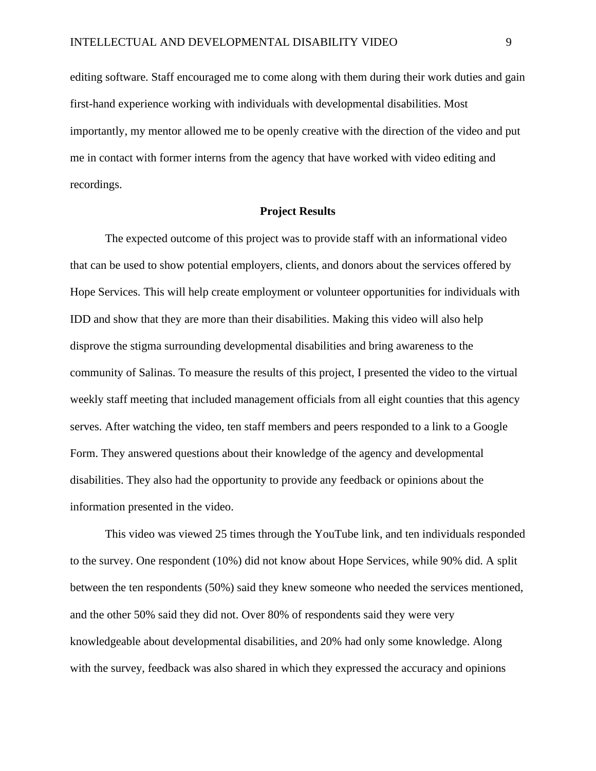editing software. Staff encouraged me to come along with them during their work duties and gain first-hand experience working with individuals with developmental disabilities. Most importantly, my mentor allowed me to be openly creative with the direction of the video and put me in contact with former interns from the agency that have worked with video editing and recordings.

## Project Results

The expected outcome of this project was to provide staff with an informational video that can be used to show potential employers, clients, and donors about the services offered by Hope Services. This will help create employment or volunteer opportunities for individuals with IDD and show that they are more than their disabilities. Making this video will also help disprove the stigma surrounding developmental disabilities and bring awareness to the community of Salinas. To measure the results of this project, I presented the video to the virtual weekly staff meeting that included management officials from all eight counties that this agency serves. After watching the video, ten staff members and peers responded to a link to a Google Form. They answered questions about their knowledge of the agency and developmental disabilities. They also had the opportunity to provide any feedback or opinions about the information presented in the video.

This video was viewed 25 times through the YouTube link, and ten individuals responded to the survey. One respondent (10%) did not know about Hope Services, while 90% did. A split between the ten respondents (50%) said they knew someone who needed the services mentioned, and the other 50% said they did not. Over 80% of respondents said they were very knowledgeable about developmental disabilities, and 20% had only some knowledge. Along with the survey, feedback was also shared in which they expressed the accuracy and opinions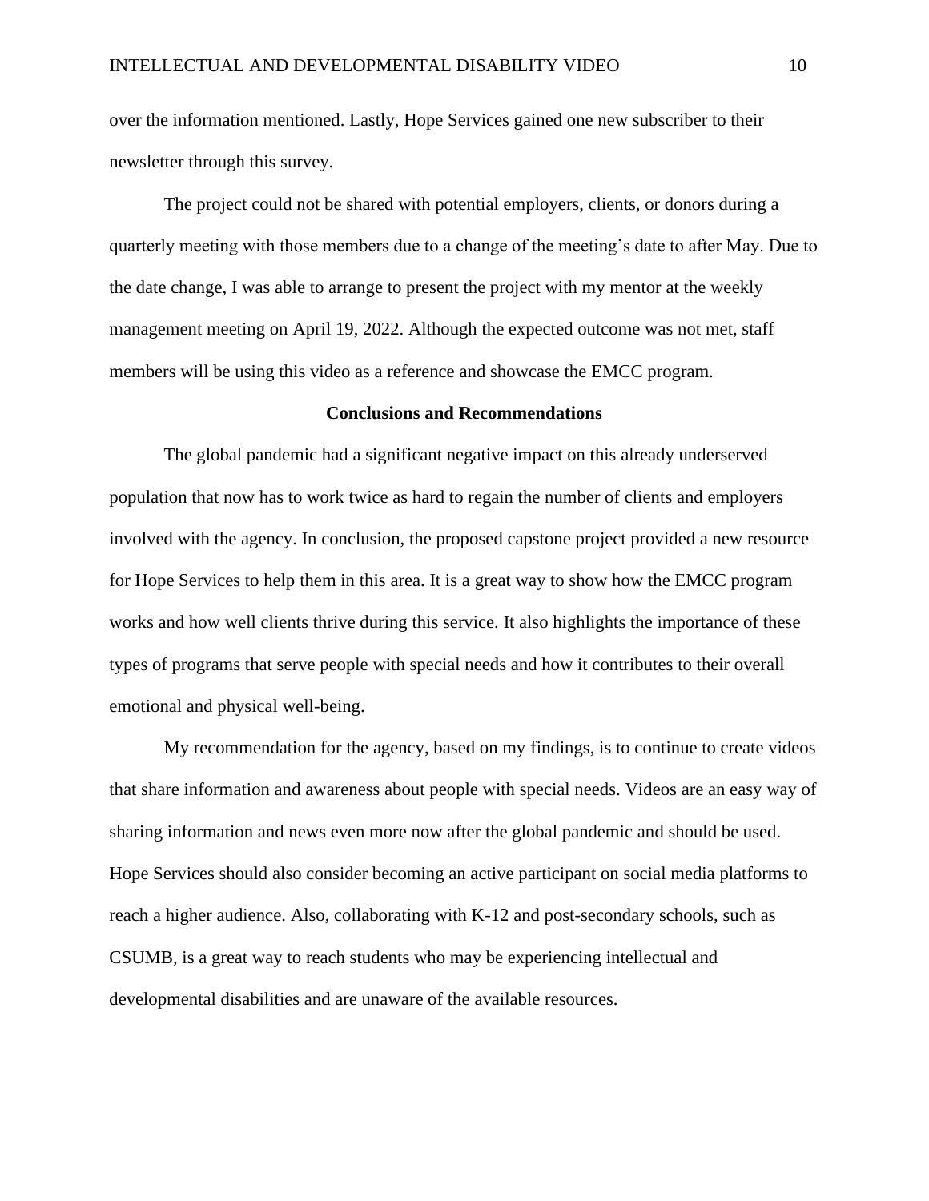over the information mentioned. Lastly, Hope Services gained one new subscriber to their newsletter through this survey.

The project could not be shared with potential employers, clients, or donors during a quarterly meeting with those members due to a change of the meeting's date to after May. Due to the date change, I was able to arrange to present the project with my mentor at the weekly management meeting on April 19, 2022. Although the expected outcome was not met, staff members will be using this video as a reference and showcase the EMCC program.

## Conclusions and Recommendations

The global pandemic had a significant negative impact on this already underserved population that now has to work twice as hard to regain the number of clients and employers involved with the agency. In conclusion, the proposed capstone project provided a new resource for Hope Services to help them in this area. It is a great way to show how the EMCC program works and how well clients thrive during this service. It also highlights the importance of these types of programs that serve people with special needs and how it contributes to their overall emotional and physical well-being.

My recommendation for the agency, based on my findings, is to continue to create videos that share information and awareness about people with special needs. Videos are an easy way of sharing information and news even more now after the global pandemic and should be used. Hope Services should also consider becoming an active participant on social media platforms to reach a higher audience. Also, collaborating with K-12 and post-secondary schools, such as CSUMB, is a great way to reach students who may be experiencing intellectual and developmental disabilities and are unaware of the available resources.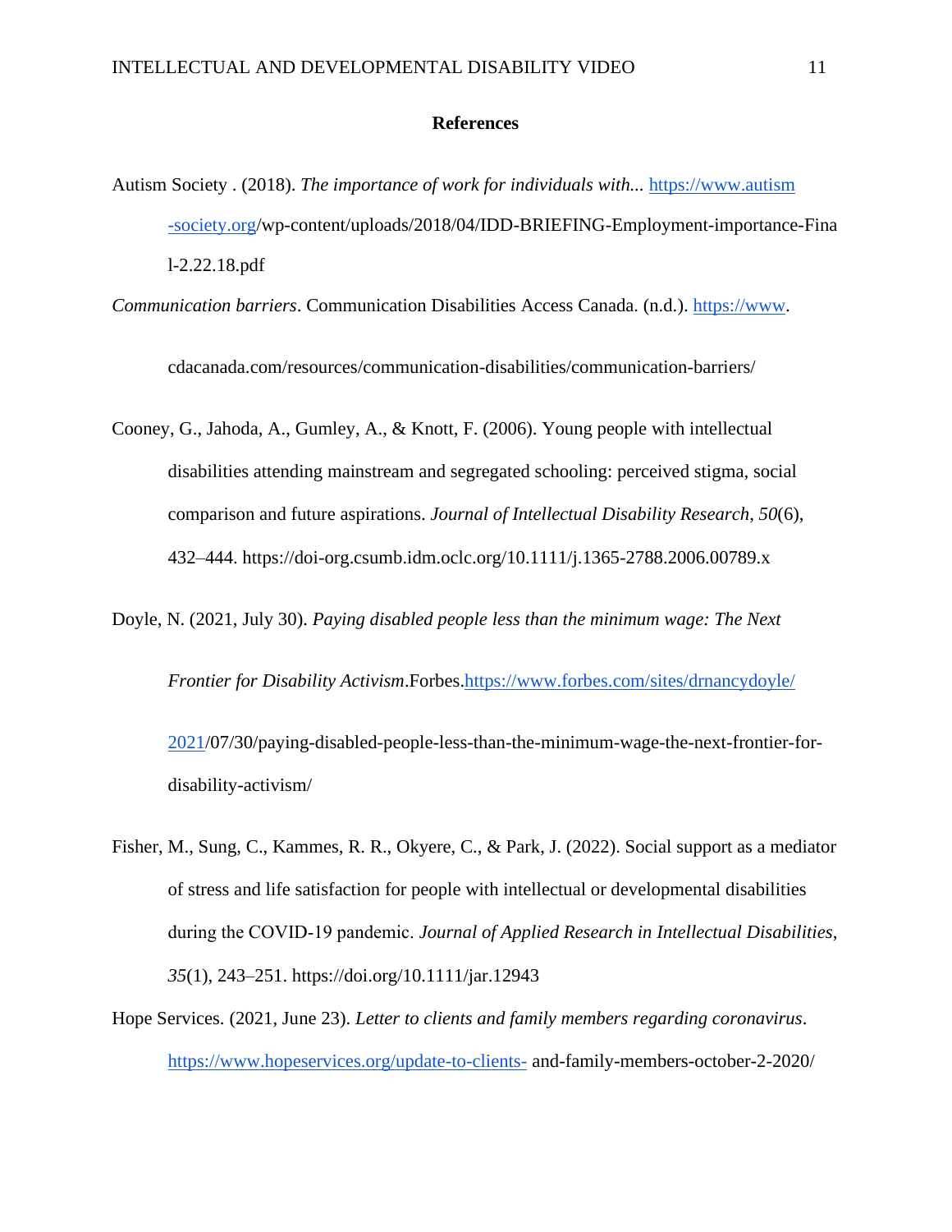# References

Autism Society . (2018). *The importance of work for individuals with...* https://www.autism-society.org/wp-content/uploads/2018/04/IDD-BRIEFING-Employment-importance-Final-2.22.18.pdf

*Communication barriers*. Communication Disabilities Access Canada. (n.d.). https://www.cdacanada.com/resources/communication-disabilities/communication-barriers/

Cooney, G., Jahoda, A., Gumley, A., & Knott, F. (2006). Young people with intellectual disabilities attending mainstream and segregated schooling: perceived stigma, social comparison and future aspirations. *Journal of Intellectual Disability Research*, *50*(6), 432–444. https://doi-org.csumb.idm.oclc.org/10.1111/j.1365-2788.2006.00789.x

Doyle, N. (2021, July 30). *Paying disabled people less than the minimum wage: The Next Frontier for Disability Activism*.Forbes.https://www.forbes.com/sites/drnancydoyle/2021/07/30/paying-disabled-people-less-than-the-minimum-wage-the-next-frontier-for-disability-activism/

Fisher, M., Sung, C., Kammes, R. R., Okyere, C., & Park, J. (2022). Social support as a mediator of stress and life satisfaction for people with intellectual or developmental disabilities during the COVID-19 pandemic. *Journal of Applied Research in Intellectual Disabilities*, *35*(1), 243–251. https://doi.org/10.1111/jar.12943

Hope Services. (2021, June 23). *Letter to clients and family members regarding coronavirus*. https://www.hopeservices.org/update-to-clients- and-family-members-october-2-2020/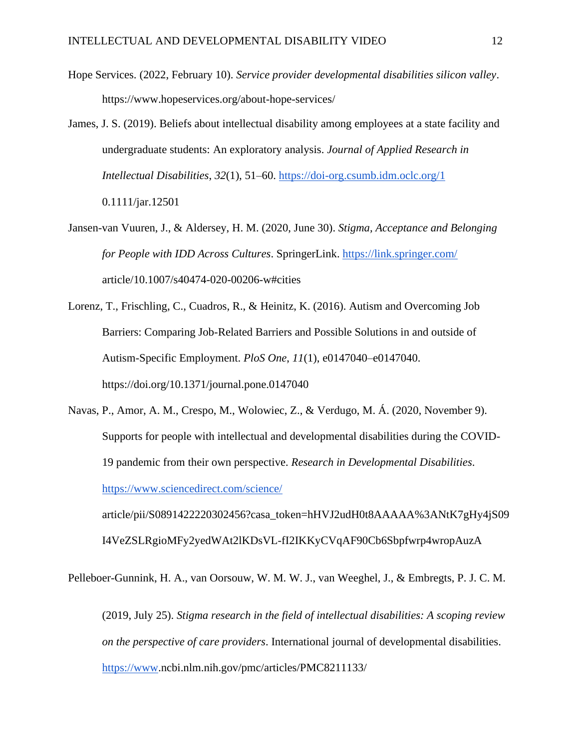Hope Services. (2022, February 10). *Service provider developmental disabilities silicon valley*. https://www.hopeservices.org/about-hope-services/

James, J. S. (2019). Beliefs about intellectual disability among employees at a state facility and undergraduate students: An exploratory analysis. *Journal of Applied Research in Intellectual Disabilities*, *32*(1), 51–60. https://doi-org.csumb.idm.oclc.org/10.1111/jar.12501

Jansen-van Vuuren, J., & Aldersey, H. M. (2020, June 30). *Stigma, Acceptance and Belonging for People with IDD Across Cultures*. SpringerLink. https://link.springer.com/article/10.1007/s40474-020-00206-w#cities

Lorenz, T., Frischling, C., Cuadros, R., & Heinitz, K. (2016). Autism and Overcoming Job Barriers: Comparing Job-Related Barriers and Possible Solutions in and outside of Autism-Specific Employment. *PloS One*, *11*(1), e0147040–e0147040. https://doi.org/10.1371/journal.pone.0147040

Navas, P., Amor, A. M., Crespo, M., Wolowiec, Z., & Verdugo, M. Á. (2020, November 9). Supports for people with intellectual and developmental disabilities during the COVID-19 pandemic from their own perspective. *Research in Developmental Disabilities*. https://www.sciencedirect.com/science/article/pii/S0891422220302456?casa_token=hHVJ2udH0t8AAAAA%3ANtK7gHy4jS09I4VeZSLRgioMFy2yedWAt2lKDsVL-fI2IKKyCVqAF90Cb6Sbpfwrp4wropAuzA

Pelleboer-Gunnink, H. A., van Oorsouw, W. M. W. J., van Weeghel, J., & Embregts, P. J. C. M. (2019, July 25). *Stigma research in the field of intellectual disabilities: A scoping review on the perspective of care providers*. International journal of developmental disabilities. https://www.ncbi.nlm.nih.gov/pmc/articles/PMC8211133/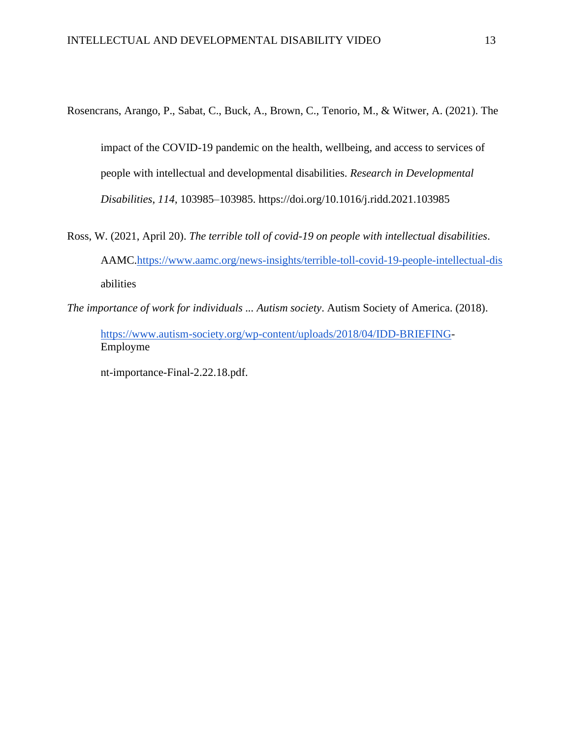Rosencrans, Arango, P., Sabat, C., Buck, A., Brown, C., Tenorio, M., & Witwer, A. (2021). The impact of the COVID-19 pandemic on the health, wellbeing, and access to services of people with intellectual and developmental disabilities. *Research in Developmental Disabilities*, *114*, 103985–103985. https://doi.org/10.1016/j.ridd.2021.103985

Ross, W. (2021, April 20). *The terrible toll of covid-19 on people with intellectual disabilities*. AAMC.https://www.aamc.org/news-insights/terrible-toll-covid-19-people-intellectual-disabilities

*The importance of work for individuals ... Autism society*. Autism Society of America. (2018). https://www.autism-society.org/wp-content/uploads/2018/04/IDD-BRIEFING-Employment-importance-Final-2.22.18.pdf.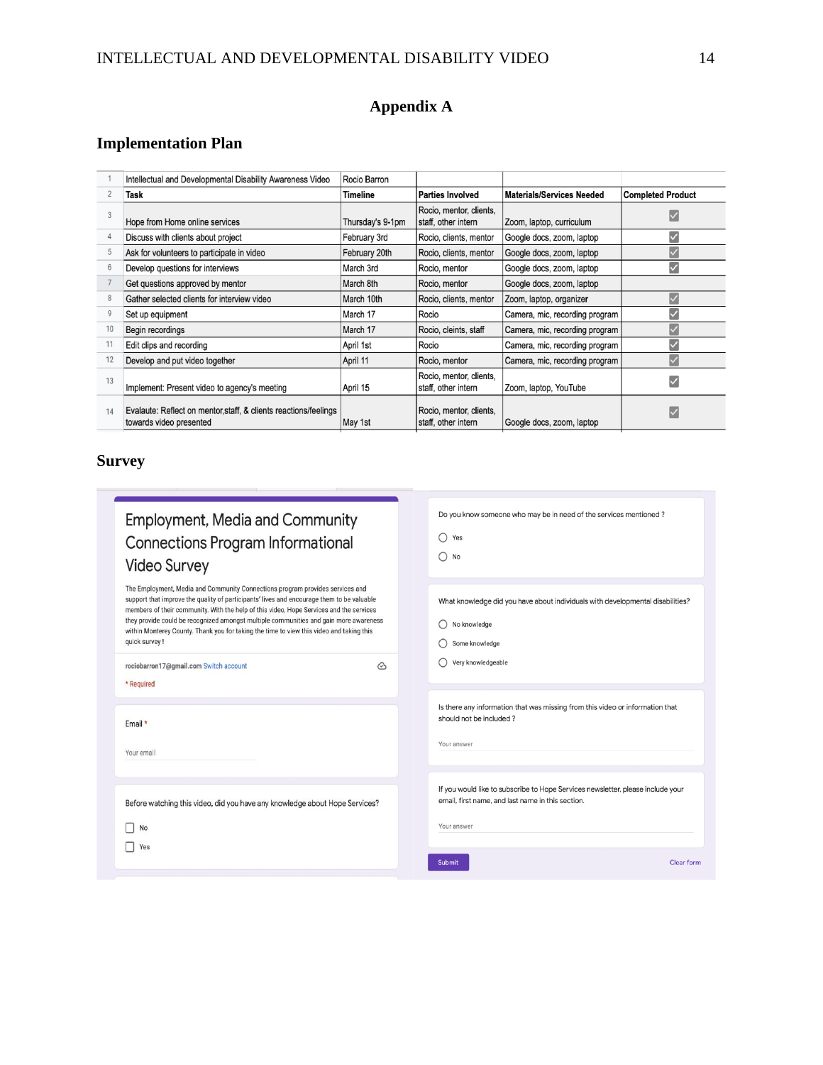# Appendix A

## Implementation Plan

| 1 | Intellectual and Developmental Disability Awareness Video | Rocio Barron | | | |
|---|---|---|---|---|---|
| 2 | **Task** | **Timeline** | **Parties Involved** | **Materials/Services Needed** | **Completed Product** |
| 3 | Hope from Home online services | Thursday's 9-1pm | Rocio, mentor, clients, staff, other intern | Zoom, laptop, curriculum | ☑ |
| 4 | Discuss with clients about project | February 3rd | Rocio, clients, mentor | Google docs, zoom, laptop | ☑ |
| 5 | Ask for volunteers to participate in video | February 20th | Rocio, clients, mentor | Google docs, zoom, laptop | ☑ |
| 6 | Develop questions for interviews | March 3rd | Rocio, mentor | Google docs, zoom, laptop | ☑ |
| 7 | Get questions approved by mentor | March 8th | Rocio, mentor | Google docs, zoom, laptop | |
| 8 | Gather selected clients for interview video | March 10th | Rocio, clients, mentor | Zoom, laptop, organizer | ☑ |
| 9 | Set up equipment | March 17 | Rocio | Camera, mic, recording program | ☑ |
| 10 | Begin recordings | March 17 | Rocio, cleints, staff | Camera, mic, recording program | ☑ |
| 11 | Edit clips and recording | April 1st | Rocio | Camera, mic, recording program | ☑ |
| 12 | Develop and put video together | April 11 | Rocio, mentor | Camera, mic, recording program | ☑ |
| 13 | Implement: Present video to agency's meeting | April 15 | Rocio, mentor, clients, staff, other intern | Zoom, laptop, YouTube | ☑ |
| 14 | Evalaute: Reflect on mentor,staff, & clients reactions/feelings towards video presented | May 1st | Rocio, mentor, clients, staff, other intern | Google docs, zoom, laptop | ☑ |

## Survey

### Employment, Media and Community Connections Program Informational Video Survey

The Employment, Media and Community Connections program provides services and support that improve the quality of participants' lives and encourage them to be valuable members of their community. With the help of this video, Hope Services and the services they provide could be recognized amongst multiple communities and gain more awareness within Monterey County. Thank you for taking the time to view this video and taking this quick survey!

rociobarron17@gmail.com Switch account

* Required

Email *

Your email

Before watching this video, did you have any knowledge about Hope Services?

- ☐ No
- ☐ Yes

Do you know someone who may be in need of the services mentioned ?

- ○ Yes
- ○ No

What knowledge did you have about individuals with developmental disabilities?

- ○ No knowledge
- ○ Some knowledge
- ○ Very knowledgeable

Is there any information that was missing from this video or information that should not be included ?

Your answer

If you would like to subscribe to Hope Services newsletter, please include your email, first name, and last name in this section.

Your answer

Submit | Clear form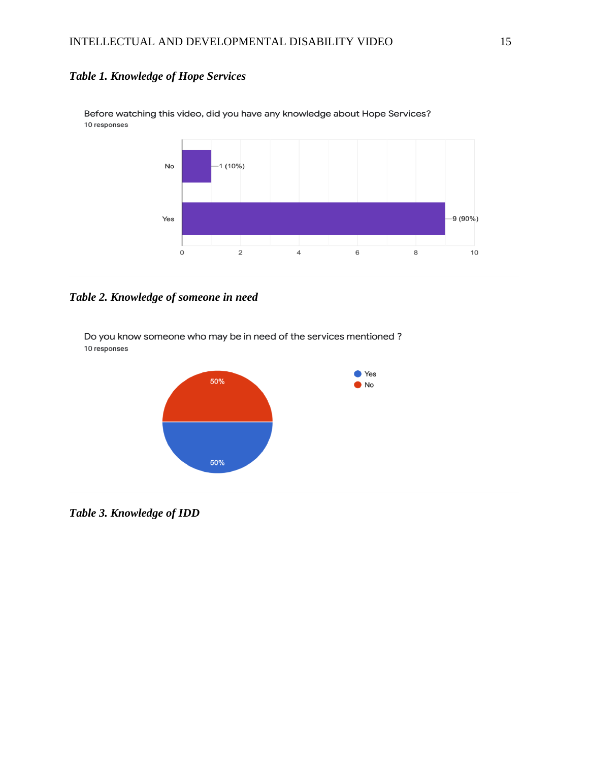***Table 1. Knowledge of Hope Services***

Before watching this video, did you have any knowledge about Hope Services?
10 responses

| Response | Count |
|---|---|
| No | 1 (10%) |
| Yes | 9 (90%) |

***Table 2. Knowledge of someone in need***

Do you know someone who may be in need of the services mentioned ?
10 responses

| Response | Percentage |
|---|---|
| Yes | 50% |
| No | 50% |

***Table 3. Knowledge of IDD***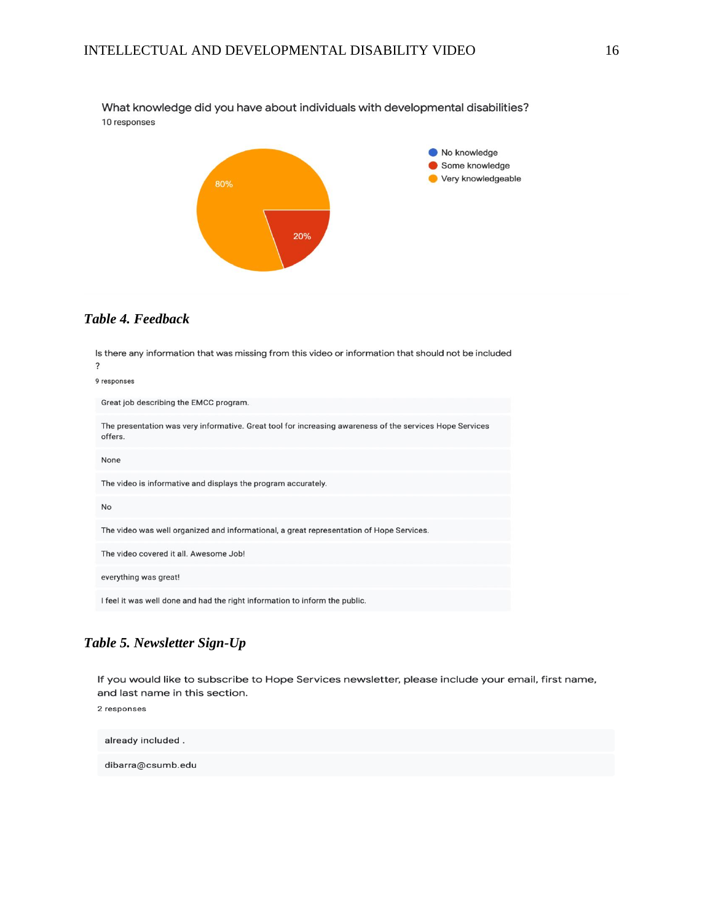What knowledge did you have about individuals with developmental disabilities?

10 responses

- No knowledge
- Some knowledge
- Very knowledgeable

80%

20%

***Table 4. Feedback***

Is there any information that was missing from this video or information that should not be included ?

9 responses

| |
|---|
| Great job describing the EMCC program. |
| The presentation was very informative. Great tool for increasing awareness of the services Hope Services offers. |
| None |
| The video is informative and displays the program accurately. |
| No |
| The video was well organized and informational, a great representation of Hope Services. |
| The video covered it all. Awesome Job! |
| everything was great! |
| I feel it was well done and had the right information to inform the public. |

***Table 5. Newsletter Sign-Up***

If you would like to subscribe to Hope Services newsletter, please include your email, first name, and last name in this section.

2 responses

| |
|---|
| already included . |
| dibarra@csumb.edu |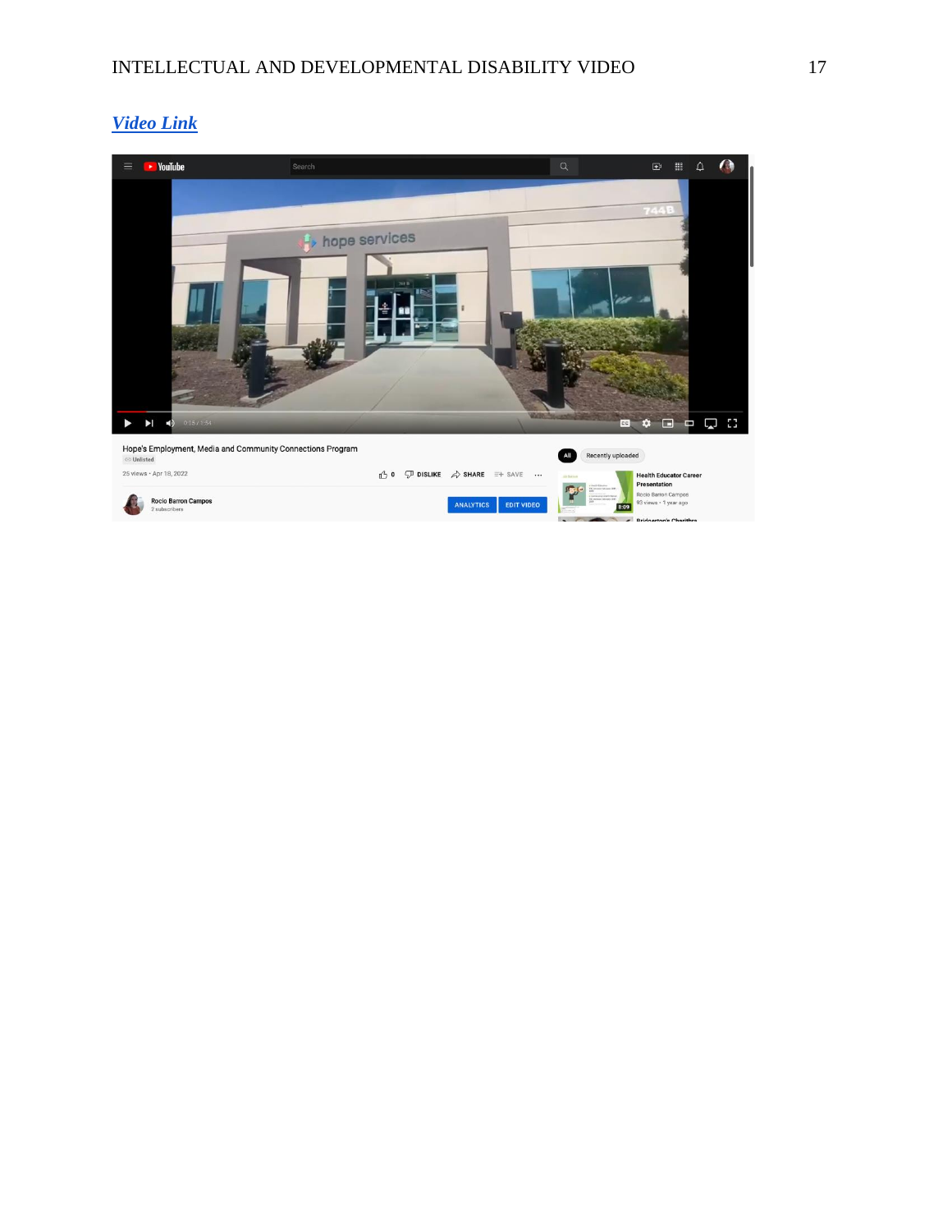***Video Link***